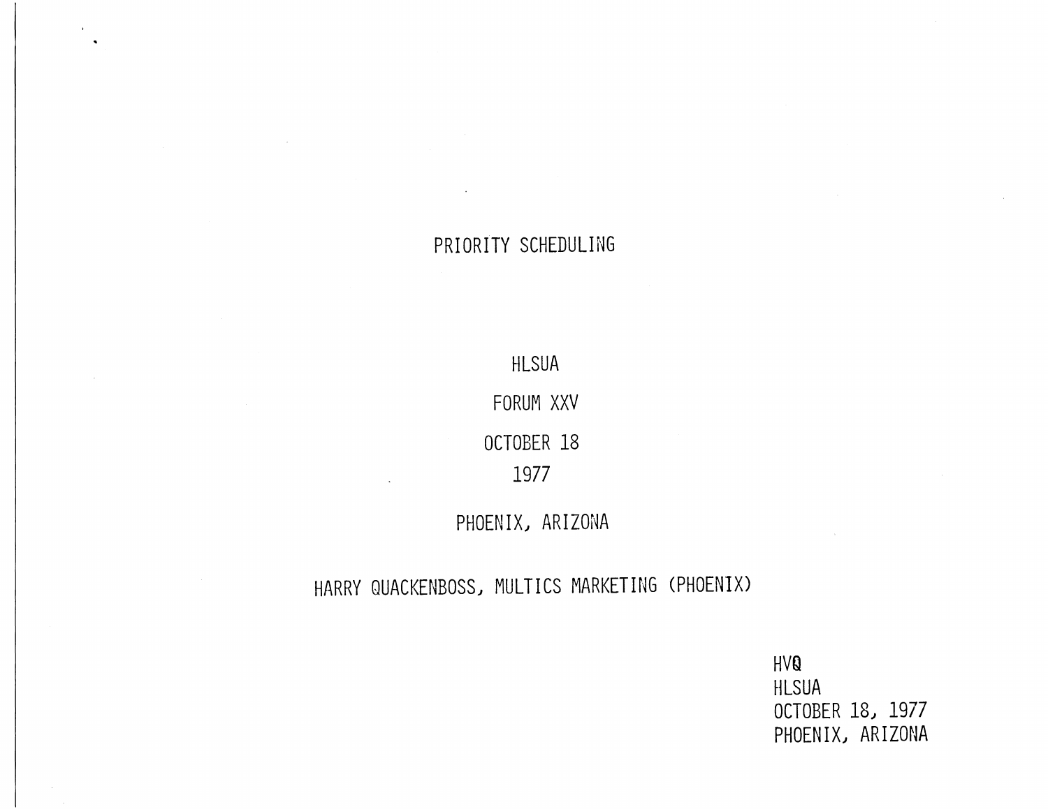# PRIORITY SCHEDULING

HLSUA

FORUM XXV

OCTOBER 18

1977

PHOENIX, ARIZONA

HARRY QUACKENBOSS, MULTICS MARKETING (PHOENIX)

HVQ
HLSUA
OCTOBER 18, 1977
PHOENIX, ARIZONA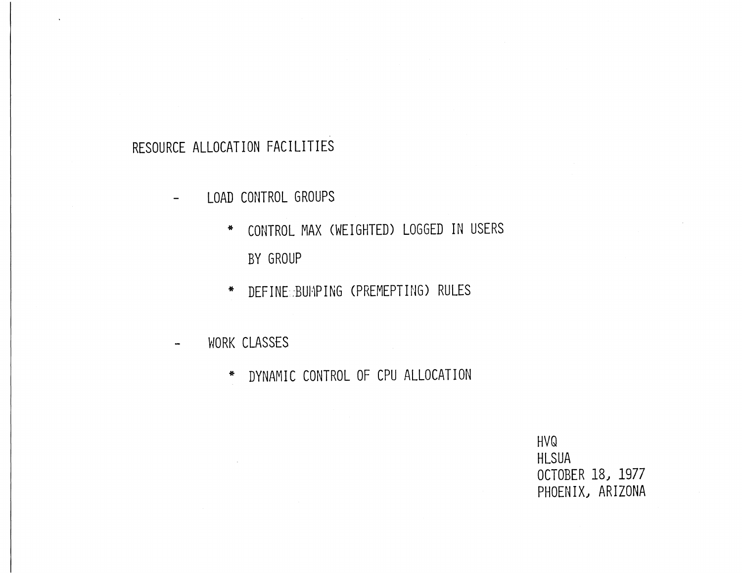RESOURCE ALLOCATION FACILITIES

- LOAD CONTROL GROUPS
  * CONTROL MAX (WEIGHTED) LOGGED IN USERS BY GROUP
  * DEFINE BUMPING (PREMEPTING) RULES
- WORK CLASSES
  * DYNAMIC CONTROL OF CPU ALLOCATION

HVQ
HLSUA
OCTOBER 18, 1977
PHOENIX, ARIZONA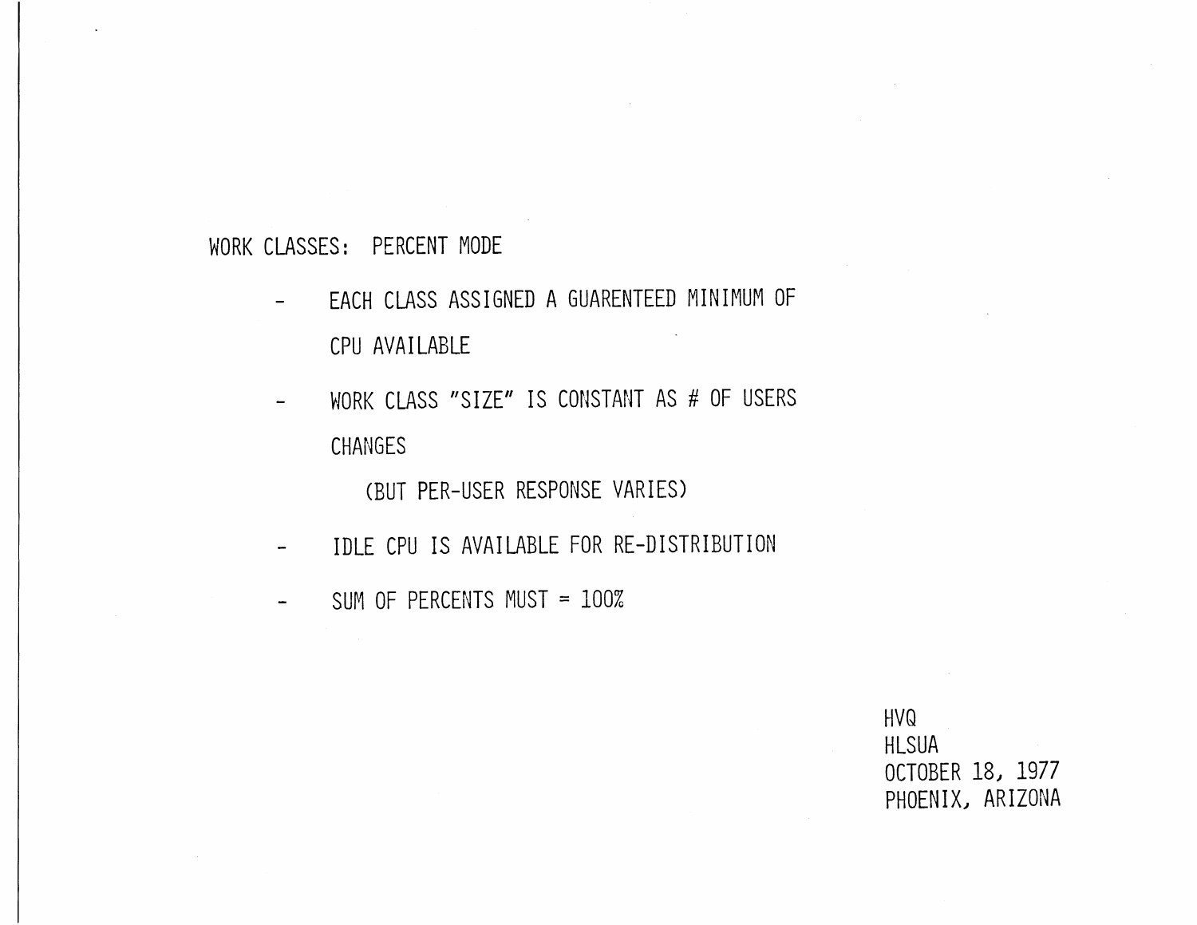WORK CLASSES: PERCENT MODE

- EACH CLASS ASSIGNED A GUARENTEED MINIMUM OF CPU AVAILABLE
- WORK CLASS "SIZE" IS CONSTANT AS # OF USERS CHANGES

  (BUT PER-USER RESPONSE VARIES)
- IDLE CPU IS AVAILABLE FOR RE-DISTRIBUTION
- SUM OF PERCENTS MUST = 100%

HVQ
HLSUA
OCTOBER 18, 1977
PHOENIX, ARIZONA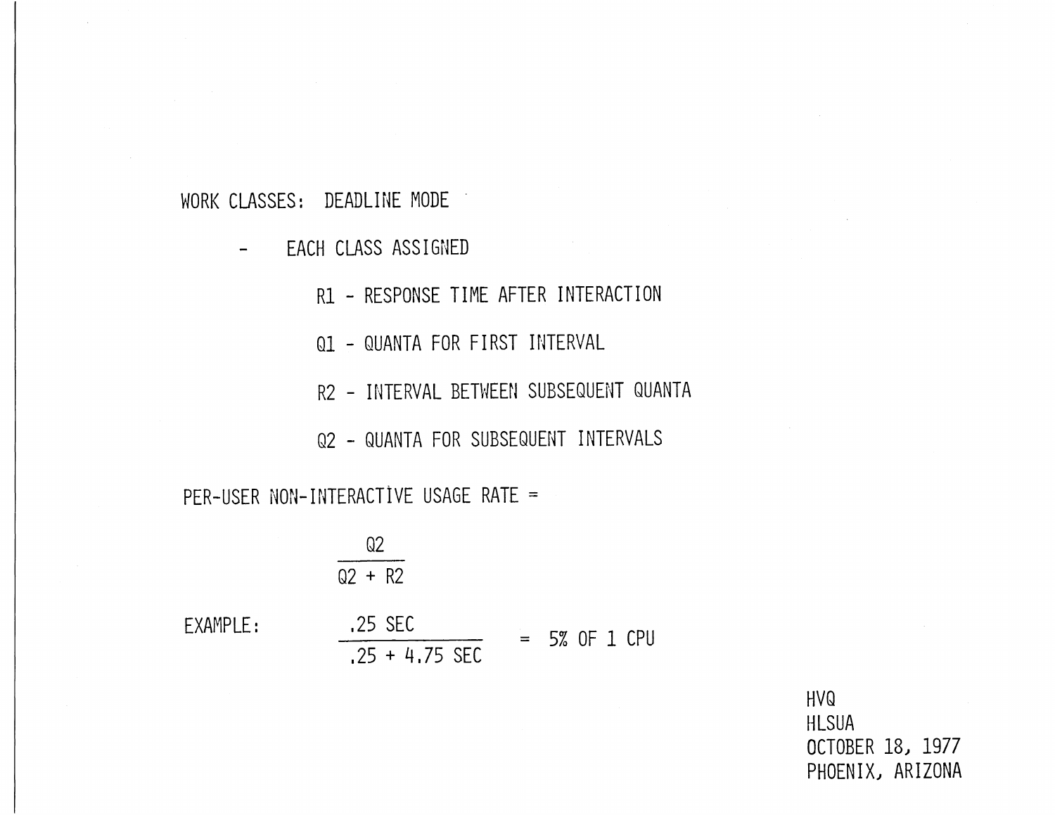WORK CLASSES: DEADLINE MODE

- EACH CLASS ASSIGNED
  - R1 - RESPONSE TIME AFTER INTERACTION
  - Q1 - QUANTA FOR FIRST INTERVAL
  - R2 - INTERVAL BETWEEN SUBSEQUENT QUANTA
  - Q2 - QUANTA FOR SUBSEQUENT INTERVALS

PER-USER NON-INTERACTIVE USAGE RATE =

$$\frac{Q2}{Q2 + R2}$$

EXAMPLE:

$$\frac{.25 \text{ SEC}}{.25 + 4.75 \text{ SEC}} = 5\% \text{ OF 1 CPU}$$

HVQ
HLSUA
OCTOBER 18, 1977
PHOENIX, ARIZONA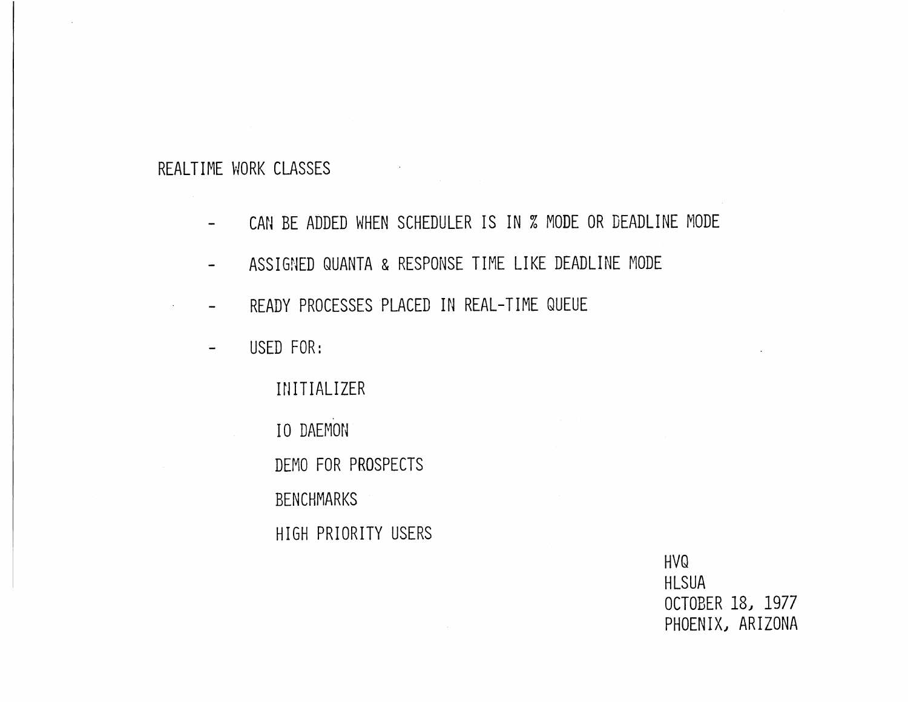## REALTIME WORK CLASSES

- CAN BE ADDED WHEN SCHEDULER IS IN % MODE OR DEADLINE MODE
- ASSIGNED QUANTA & RESPONSE TIME LIKE DEADLINE MODE
- READY PROCESSES PLACED IN REAL-TIME QUEUE
- USED FOR:

  INITIALIZER

  IO DAEMON

  DEMO FOR PROSPECTS

  BENCHMARKS

  HIGH PRIORITY USERS

HVQ
HLSUA
OCTOBER 18, 1977
PHOENIX, ARIZONA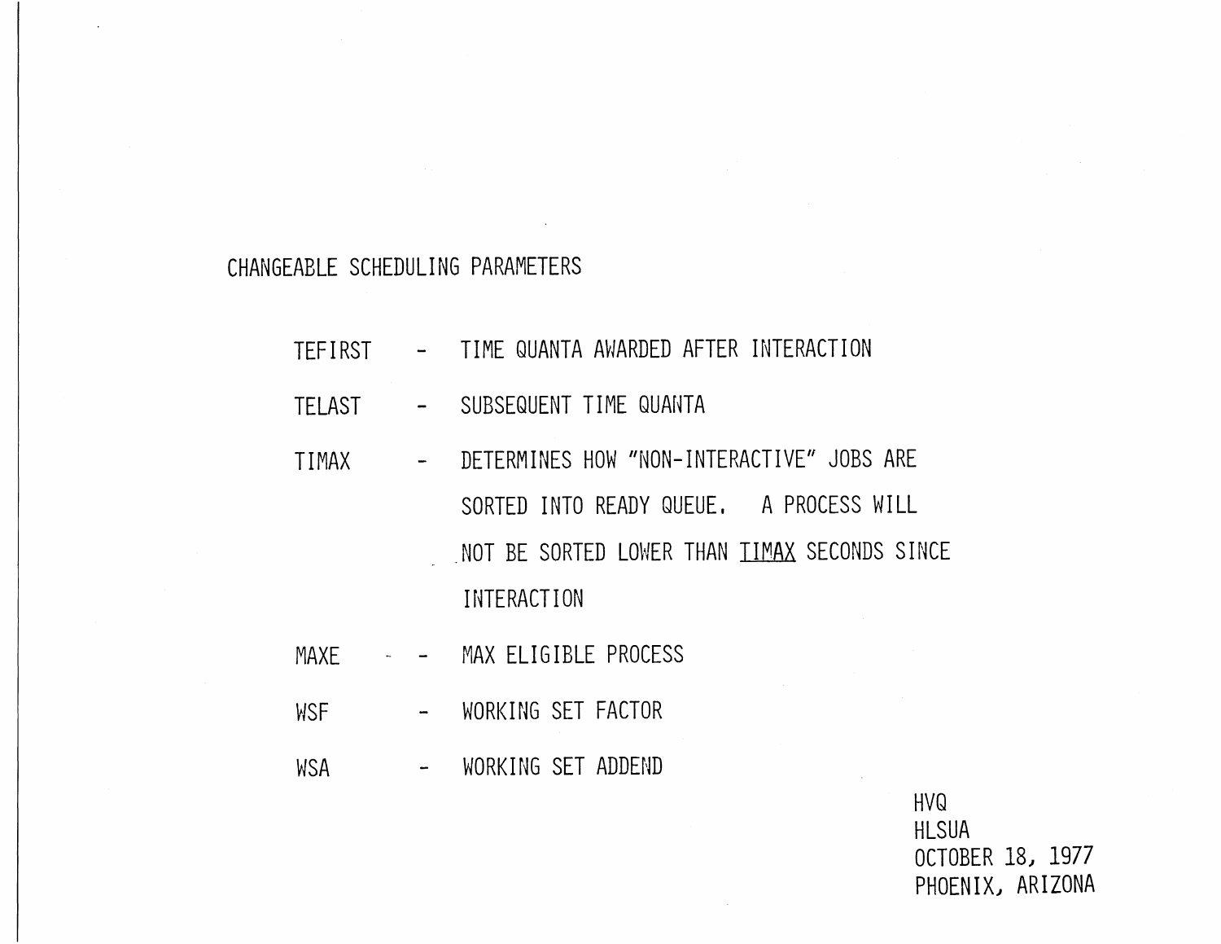## CHANGEABLE SCHEDULING PARAMETERS

- TEFIRST - TIME QUANTA AWARDED AFTER INTERACTION
- TELAST - SUBSEQUENT TIME QUANTA
- TIMAX - DETERMINES HOW "NON-INTERACTIVE" JOBS ARE SORTED INTO READY QUEUE. A PROCESS WILL NOT BE SORTED LOWER THAN <u>TIMAX</u> SECONDS SINCE INTERACTION
- MAXE - MAX ELIGIBLE PROCESS
- WSF - WORKING SET FACTOR
- WSA - WORKING SET ADDEND

HVQ
HLSUA
OCTOBER 18, 1977
PHOENIX, ARIZONA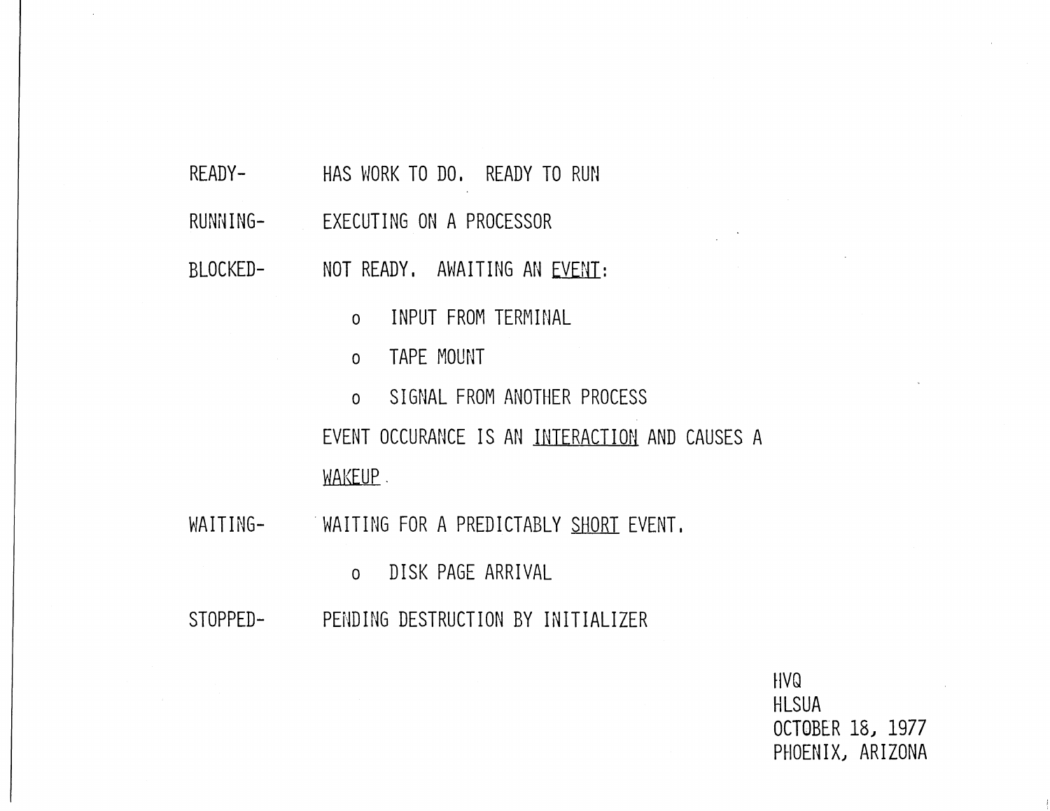READY- HAS WORK TO DO. READY TO RUN

RUNNING- EXECUTING ON A PROCESSOR

BLOCKED- NOT READY. AWAITING AN <u>EVENT</u>:

- INPUT FROM TERMINAL
- TAPE MOUNT
- SIGNAL FROM ANOTHER PROCESS

EVENT OCCURANCE IS AN <u>INTERACTION</u> AND CAUSES A <u>WAKEUP</u>.

WAITING- WAITING FOR A PREDICTABLY <u>SHORT</u> EVENT.

- DISK PAGE ARRIVAL

STOPPED- PENDING DESTRUCTION BY INITIALIZER

HVQ
HLSUA
OCTOBER 18, 1977
PHOENIX, ARIZONA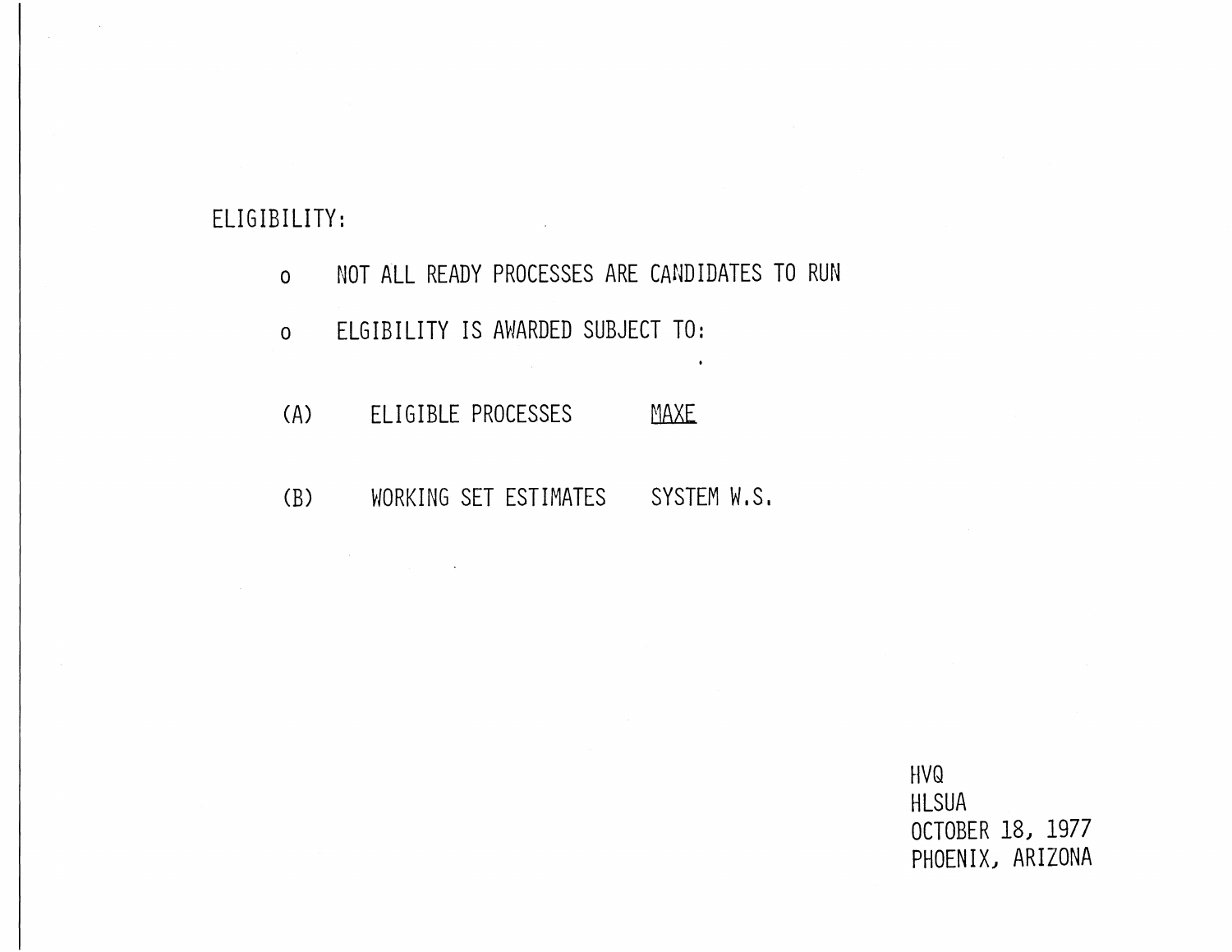ELIGIBILITY:

- NOT ALL READY PROCESSES ARE CANDIDATES TO RUN
- ELGIBILITY IS AWARDED SUBJECT TO:

(A) ELIGIBLE PROCESSES <u>MAXE</u>

(B) WORKING SET ESTIMATES SYSTEM W.S.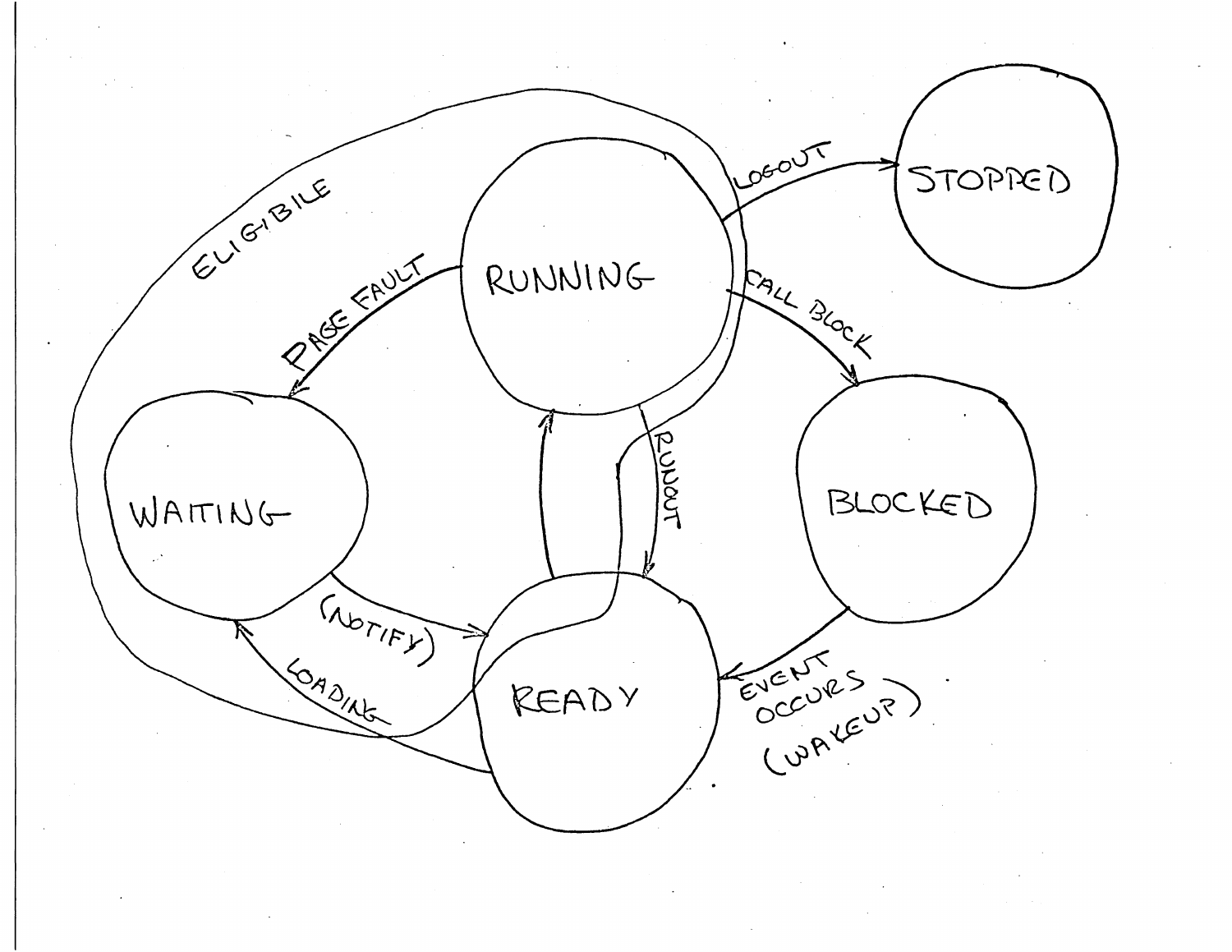ELIGIBILE

LOGOUT

STOPPED

RUNNING

PAGE FAULT

CALL BLOCK

WAITING

RUNOUT

BLOCKED

(NOTIFY)

LOADING

READY

EVENT OCCURS (WAKEUP)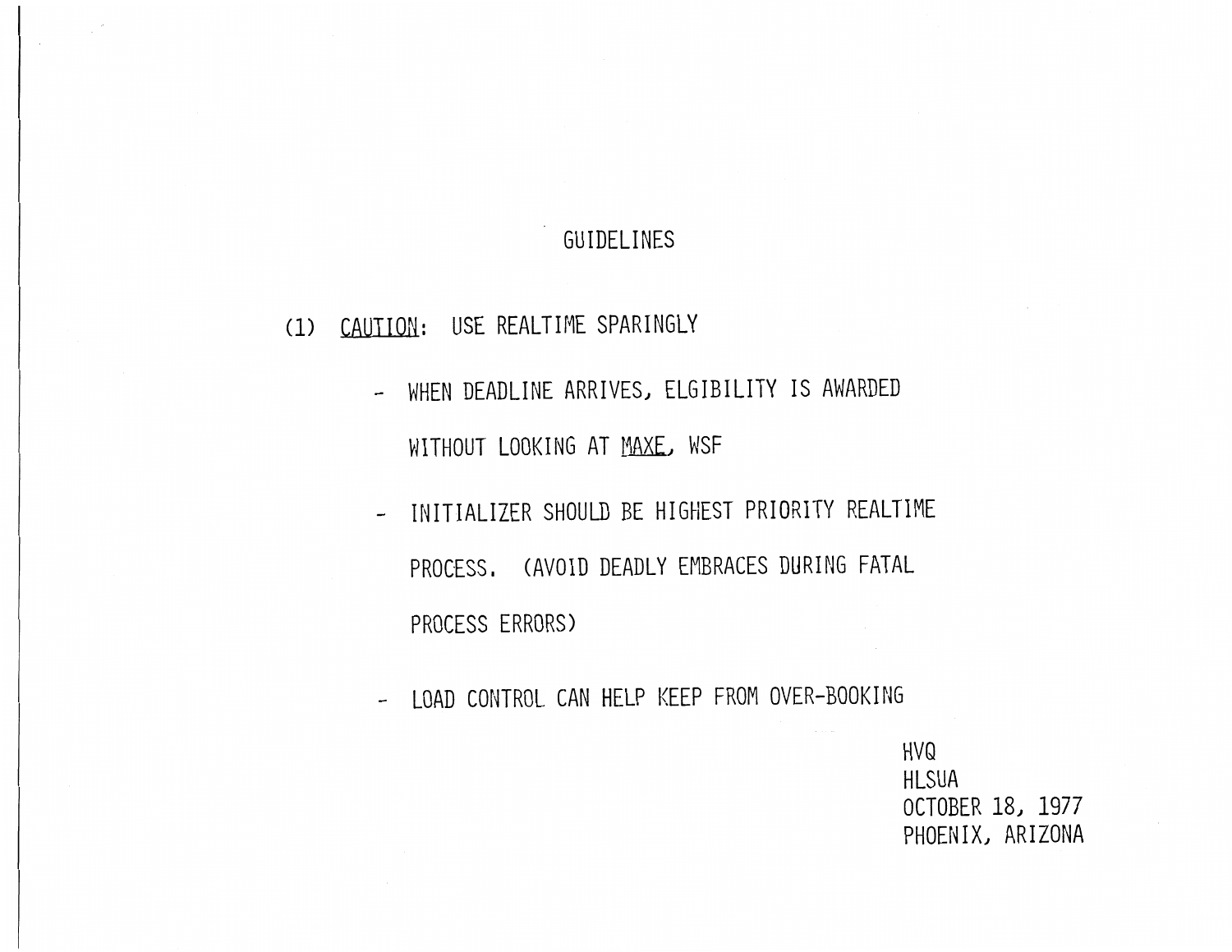# GUIDELINES

(1) <u>CAUTION</u>: USE REALTIME SPARINGLY

- WHEN DEADLINE ARRIVES, ELGIBILITY IS AWARDED WITHOUT LOOKING AT <u>MAXE</u>, WSF
- INITIALIZER SHOULD BE HIGHEST PRIORITY REALTIME PROCESS. (AVOID DEADLY EMBRACES DURING FATAL PROCESS ERRORS)
- LOAD CONTROL CAN HELP KEEP FROM OVER-BOOKING

HVQ
HLSUA
OCTOBER 18, 1977
PHOENIX, ARIZONA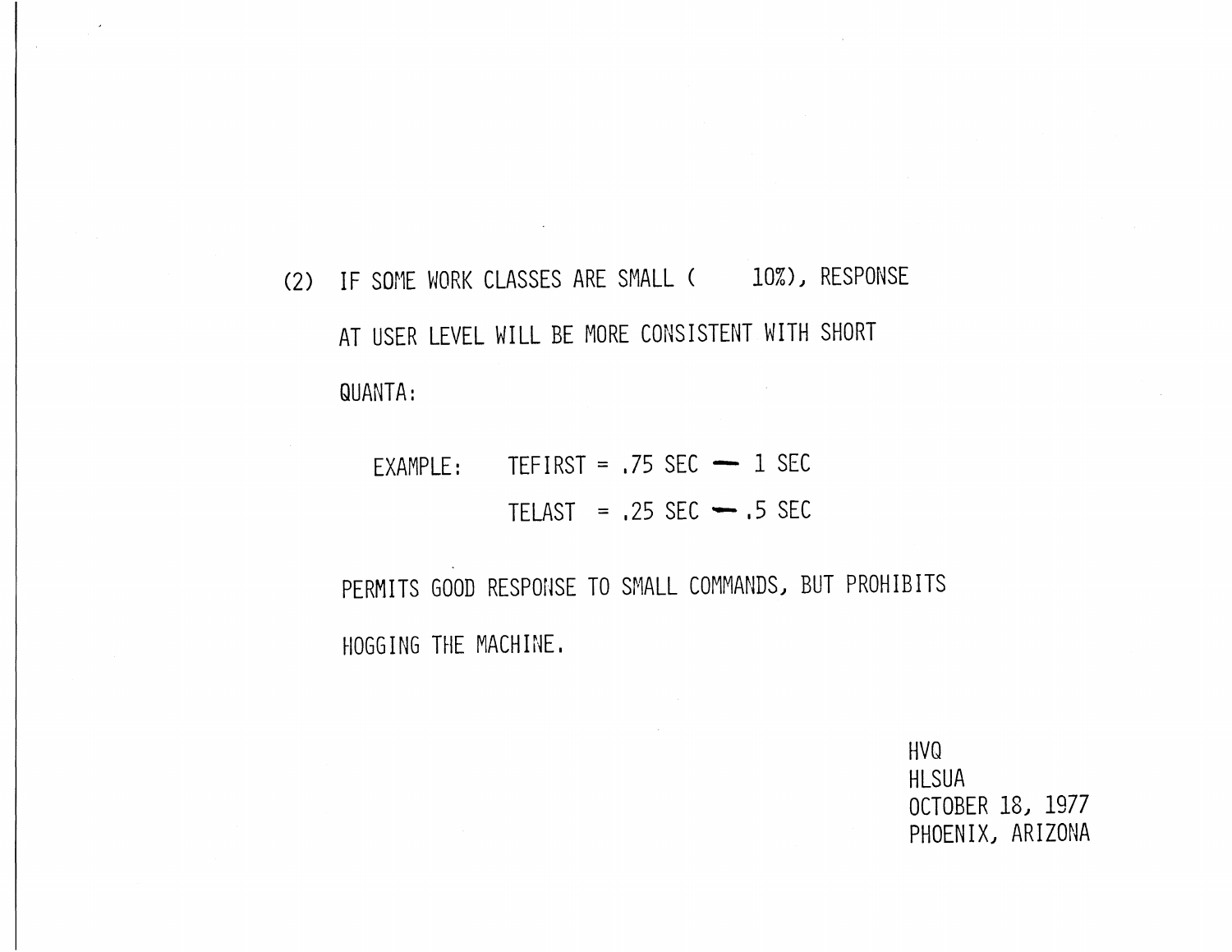(2) IF SOME WORK CLASSES ARE SMALL (      10%), RESPONSE AT USER LEVEL WILL BE MORE CONSISTENT WITH SHORT QUANTA:

EXAMPLE: TEFIRST = .75 SEC — 1 SEC

TELAST = .25 SEC — .5 SEC

PERMITS GOOD RESPONSE TO SMALL COMMANDS, BUT PROHIBITS HOGGING THE MACHINE.

HVQ
HLSUA
OCTOBER 18, 1977
PHOENIX, ARIZONA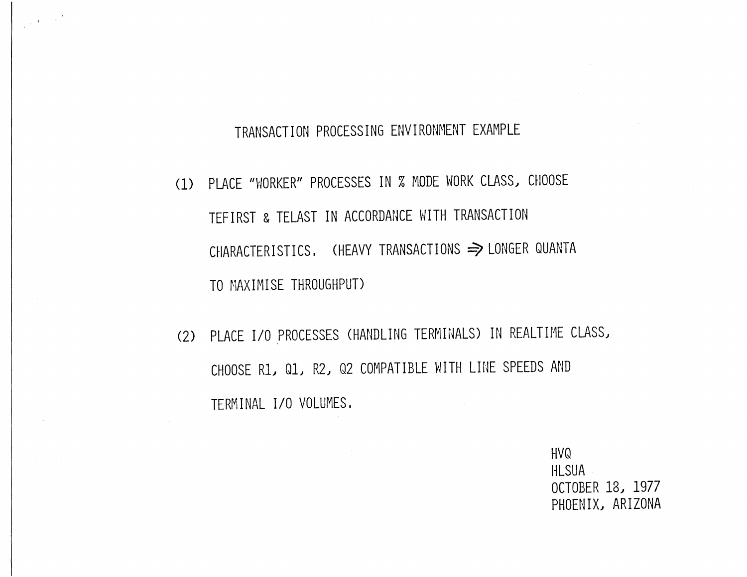# TRANSACTION PROCESSING ENVIRONMENT EXAMPLE

(1) PLACE "WORKER" PROCESSES IN % MODE WORK CLASS, CHOOSE TEFIRST & TELAST IN ACCORDANCE WITH TRANSACTION CHARACTERISTICS. (HEAVY TRANSACTIONS ⇒ LONGER QUANTA TO MAXIMISE THROUGHPUT)

(2) PLACE I/O PROCESSES (HANDLING TERMINALS) IN REALTIME CLASS, CHOOSE R1, Q1, R2, Q2 COMPATIBLE WITH LINE SPEEDS AND TERMINAL I/O VOLUMES.

HVQ
HLSUA
OCTOBER 18, 1977
PHOENIX, ARIZONA